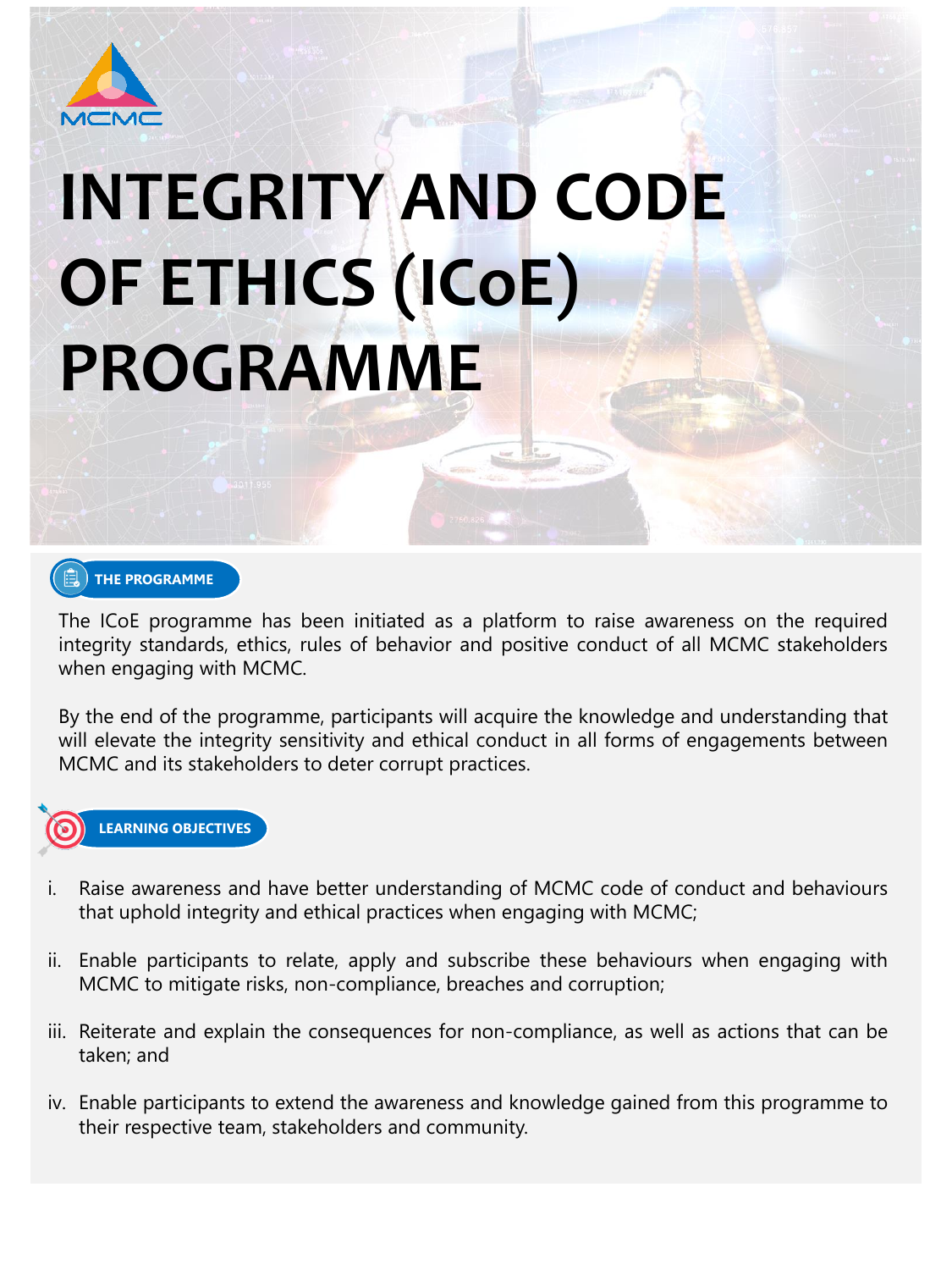MCMC

# INTEGRITY AND CODE OF ETHICS (ICoE) PROGRAMME

## THE PROGRAMME

The ICoE programme has been initiated as a platform to raise awareness on the required integrity standards, ethics, rules of behavior and positive conduct of all MCMC stakeholders when engaging with MCMC.

By the end of the programme, participants will acquire the knowledge and understanding that will elevate the integrity sensitivity and ethical conduct in all forms of engagements between MCMC and its stakeholders to deter corrupt practices.

## LEARNING OBJECTIVES

i. Raise awareness and have better understanding of MCMC code of conduct and behaviours that uphold integrity and ethical practices when engaging with MCMC;

ii. Enable participants to relate, apply and subscribe these behaviours when engaging with MCMC to mitigate risks, non-compliance, breaches and corruption;

iii. Reiterate and explain the consequences for non-compliance, as well as actions that can be taken; and

iv. Enable participants to extend the awareness and knowledge gained from this programme to their respective team, stakeholders and community.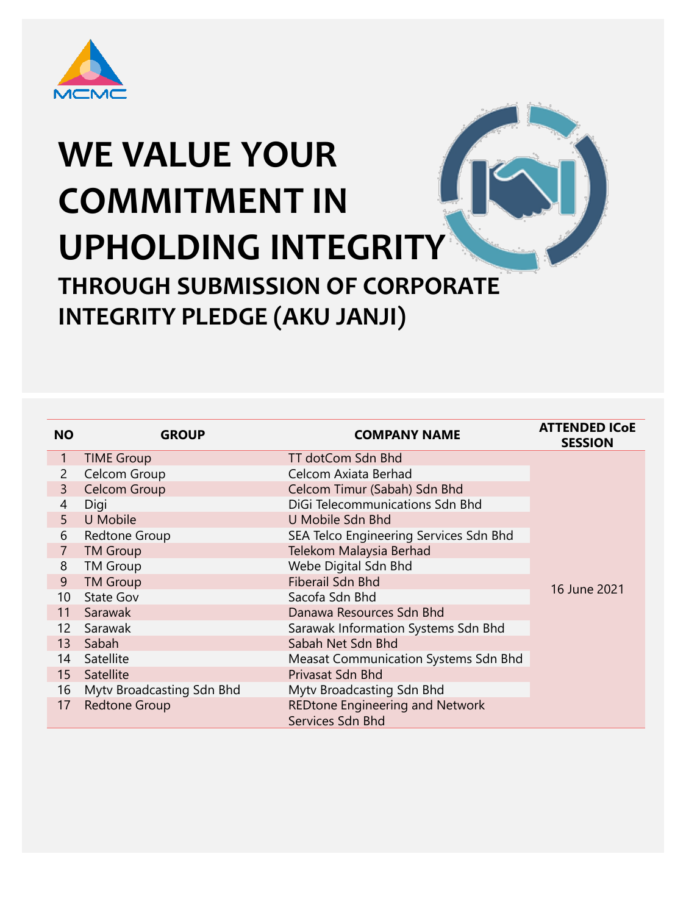# WE VALUE YOUR COMMITMENT IN UPHOLDING INTEGRITY

## THROUGH SUBMISSION OF CORPORATE INTEGRITY PLEDGE (AKU JANJI)

| NO | GROUP | COMPANY NAME | ATTENDED ICoE SESSION |
|---|---|---|---|
| 1 | TIME Group | TT dotCom Sdn Bhd | 16 June 2021 |
| 2 | Celcom Group | Celcom Axiata Berhad | |
| 3 | Celcom Group | Celcom Timur (Sabah) Sdn Bhd | |
| 4 | Digi | DiGi Telecommunications Sdn Bhd | |
| 5 | U Mobile | U Mobile Sdn Bhd | |
| 6 | Redtone Group | SEA Telco Engineering Services Sdn Bhd | |
| 7 | TM Group | Telekom Malaysia Berhad | |
| 8 | TM Group | Webe Digital Sdn Bhd | |
| 9 | TM Group | Fiberail Sdn Bhd | |
| 10 | State Gov | Sacofa Sdn Bhd | |
| 11 | Sarawak | Danawa Resources Sdn Bhd | |
| 12 | Sarawak | Sarawak Information Systems Sdn Bhd | |
| 13 | Sabah | Sabah Net Sdn Bhd | |
| 14 | Satellite | Measat Communication Systems Sdn Bhd | |
| 15 | Satellite | Privasat Sdn Bhd | |
| 16 | Mytv Broadcasting Sdn Bhd | Mytv Broadcasting Sdn Bhd | |
| 17 | Redtone Group | REDtone Engineering and Network Services Sdn Bhd | |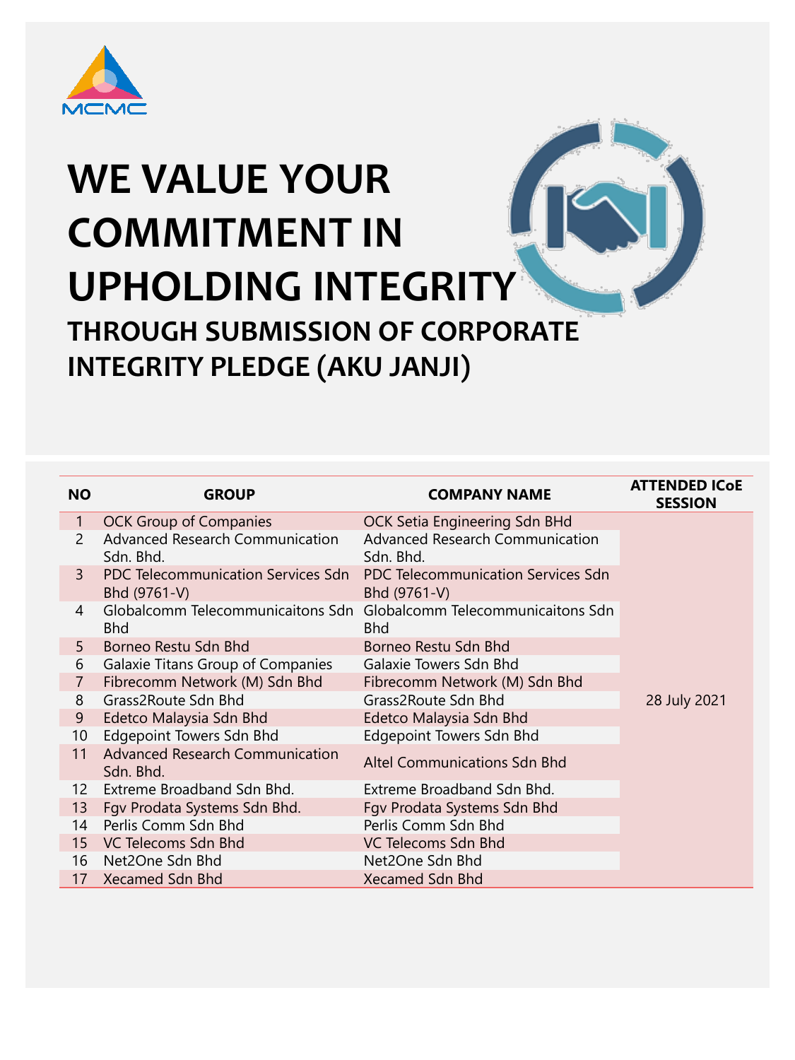# WE VALUE YOUR COMMITMENT IN UPHOLDING INTEGRITY

## THROUGH SUBMISSION OF CORPORATE INTEGRITY PLEDGE (AKU JANJI)

| NO | GROUP | COMPANY NAME | ATTENDED ICoE SESSION |
|---|---|---|---|
| 1 | OCK Group of Companies | OCK Setia Engineering Sdn BHd | 28 July 2021 |
| 2 | Advanced Research Communication Sdn. Bhd. | Advanced Research Communication Sdn. Bhd. | |
| 3 | PDC Telecommunication Services Sdn Bhd (9761-V) | PDC Telecommunication Services Sdn Bhd (9761-V) | |
| 4 | Globalcomm Telecommunicaitons Sdn Bhd | Globalcomm Telecommunicaitons Sdn Bhd | |
| 5 | Borneo Restu Sdn Bhd | Borneo Restu Sdn Bhd | |
| 6 | Galaxie Titans Group of Companies | Galaxie Towers Sdn Bhd | |
| 7 | Fibrecomm Network (M) Sdn Bhd | Fibrecomm Network (M) Sdn Bhd | |
| 8 | Grass2Route Sdn Bhd | Grass2Route Sdn Bhd | |
| 9 | Edetco Malaysia Sdn Bhd | Edetco Malaysia Sdn Bhd | |
| 10 | Edgepoint Towers Sdn Bhd | Edgepoint Towers Sdn Bhd | |
| 11 | Advanced Research Communication Sdn. Bhd. | Altel Communications Sdn Bhd | |
| 12 | Extreme Broadband Sdn Bhd. | Extreme Broadband Sdn Bhd. | |
| 13 | Fgv Prodata Systems Sdn Bhd. | Fgv Prodata Systems Sdn Bhd | |
| 14 | Perlis Comm Sdn Bhd | Perlis Comm Sdn Bhd | |
| 15 | VC Telecoms Sdn Bhd | VC Telecoms Sdn Bhd | |
| 16 | Net2One Sdn Bhd | Net2One Sdn Bhd | |
| 17 | Xecamed Sdn Bhd | Xecamed Sdn Bhd | |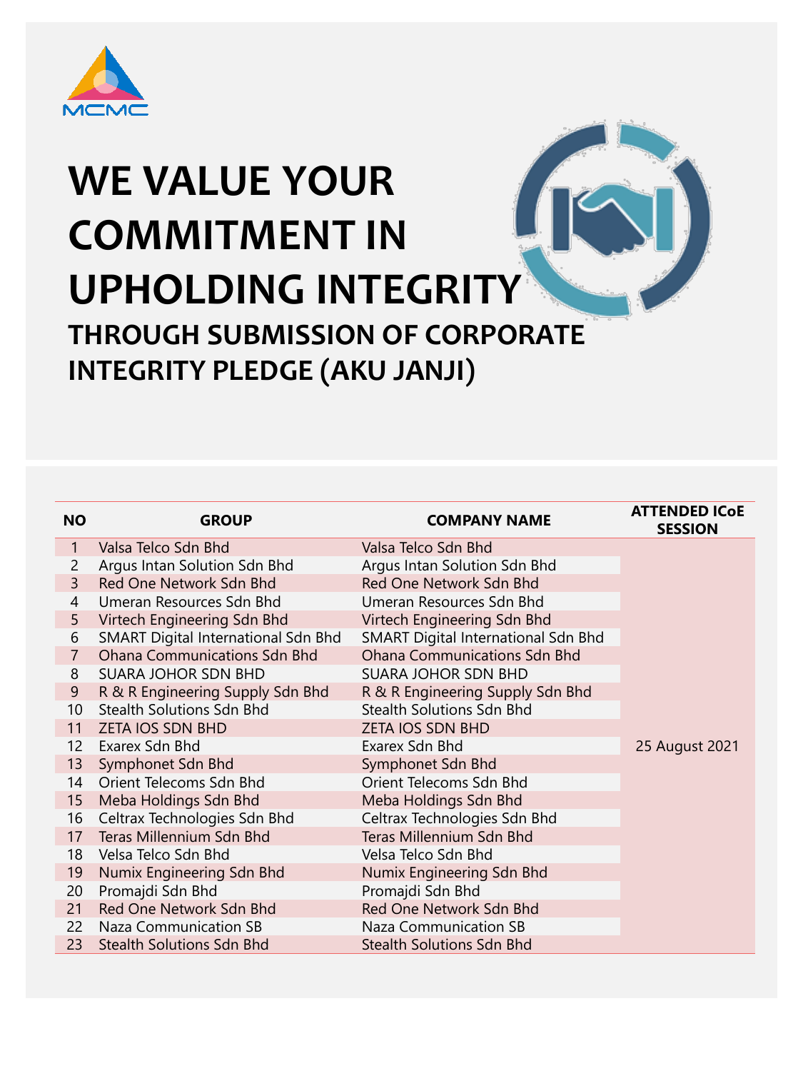# WE VALUE YOUR COMMITMENT IN UPHOLDING INTEGRITY

## THROUGH SUBMISSION OF CORPORATE INTEGRITY PLEDGE (AKU JANJI)

| NO | GROUP | COMPANY NAME | ATTENDED ICoE SESSION |
|---|---|---|---|
| 1 | Valsa Telco Sdn Bhd | Valsa Telco Sdn Bhd | 25 August 2021 |
| 2 | Argus Intan Solution Sdn Bhd | Argus Intan Solution Sdn Bhd | |
| 3 | Red One Network Sdn Bhd | Red One Network Sdn Bhd | |
| 4 | Umeran Resources Sdn Bhd | Umeran Resources Sdn Bhd | |
| 5 | Virtech Engineering Sdn Bhd | Virtech Engineering Sdn Bhd | |
| 6 | SMART Digital International Sdn Bhd | SMART Digital International Sdn Bhd | |
| 7 | Ohana Communications Sdn Bhd | Ohana Communications Sdn Bhd | |
| 8 | SUARA JOHOR SDN BHD | SUARA JOHOR SDN BHD | |
| 9 | R & R Engineering Supply Sdn Bhd | R & R Engineering Supply Sdn Bhd | |
| 10 | Stealth Solutions Sdn Bhd | Stealth Solutions Sdn Bhd | |
| 11 | ZETA IOS SDN BHD | ZETA IOS SDN BHD | |
| 12 | Exarex Sdn Bhd | Exarex Sdn Bhd | |
| 13 | Symphonet Sdn Bhd | Symphonet Sdn Bhd | |
| 14 | Orient Telecoms Sdn Bhd | Orient Telecoms Sdn Bhd | |
| 15 | Meba Holdings Sdn Bhd | Meba Holdings Sdn Bhd | |
| 16 | Celtrax Technologies Sdn Bhd | Celtrax Technologies Sdn Bhd | |
| 17 | Teras Millennium Sdn Bhd | Teras Millennium Sdn Bhd | |
| 18 | Velsa Telco Sdn Bhd | Velsa Telco Sdn Bhd | |
| 19 | Numix Engineering Sdn Bhd | Numix Engineering Sdn Bhd | |
| 20 | Promajdi Sdn Bhd | Promajdi Sdn Bhd | |
| 21 | Red One Network Sdn Bhd | Red One Network Sdn Bhd | |
| 22 | Naza Communication SB | Naza Communication SB | |
| 23 | Stealth Solutions Sdn Bhd | Stealth Solutions Sdn Bhd | |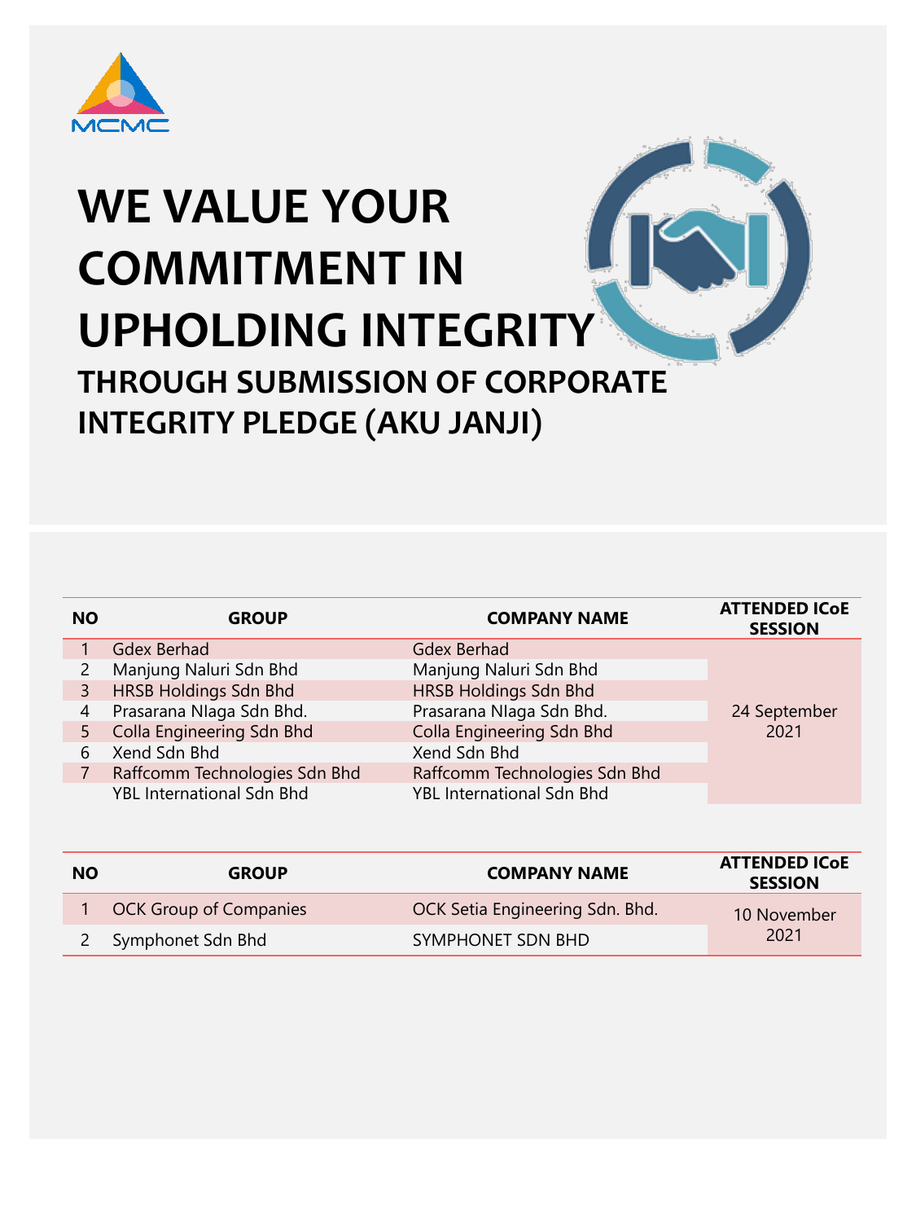# WE VALUE YOUR COMMITMENT IN UPHOLDING INTEGRITY

## THROUGH SUBMISSION OF CORPORATE INTEGRITY PLEDGE (AKU JANJI)

| NO | GROUP | COMPANY NAME | ATTENDED ICoE SESSION |
|---|---|---|---|
| 1 | Gdex Berhad | Gdex Berhad | 24 September 2021 |
| 2 | Manjung Naluri Sdn Bhd | Manjung Naluri Sdn Bhd | |
| 3 | HRSB Holdings Sdn Bhd | HRSB Holdings Sdn Bhd | |
| 4 | Prasarana NIaga Sdn Bhd. | Prasarana NIaga Sdn Bhd. | |
| 5 | Colla Engineering Sdn Bhd | Colla Engineering Sdn Bhd | |
| 6 | Xend Sdn Bhd | Xend Sdn Bhd | |
| 7 | Raffcomm Technologies Sdn Bhd | Raffcomm Technologies Sdn Bhd | |
| | YBL International Sdn Bhd | YBL International Sdn Bhd | |

| NO | GROUP | COMPANY NAME | ATTENDED ICoE SESSION |
|---|---|---|---|
| 1 | OCK Group of Companies | OCK Setia Engineering Sdn. Bhd. | 10 November 2021 |
| 2 | Symphonet Sdn Bhd | SYMPHONET SDN BHD | |